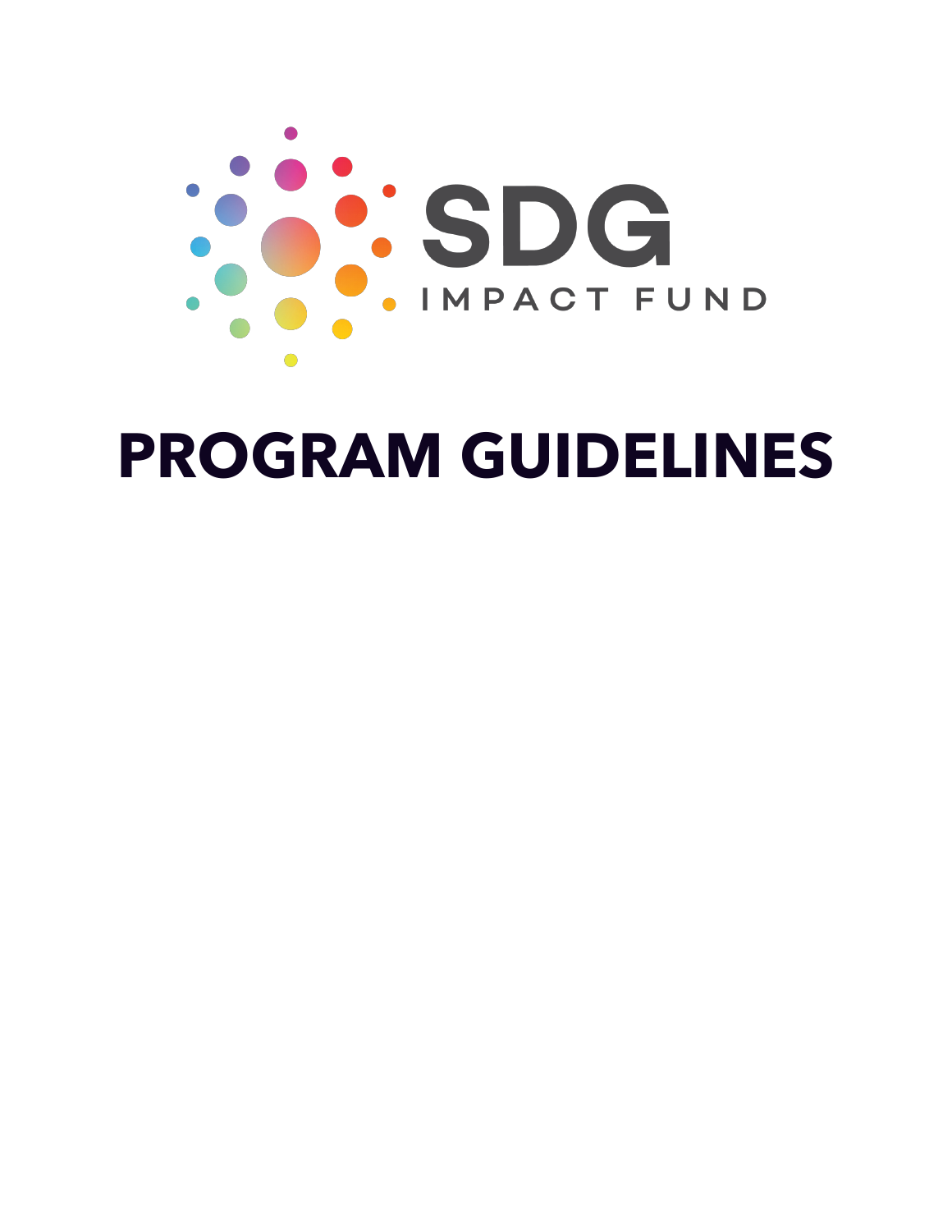SDG

IMPACT FUND

# PROGRAM GUIDELINES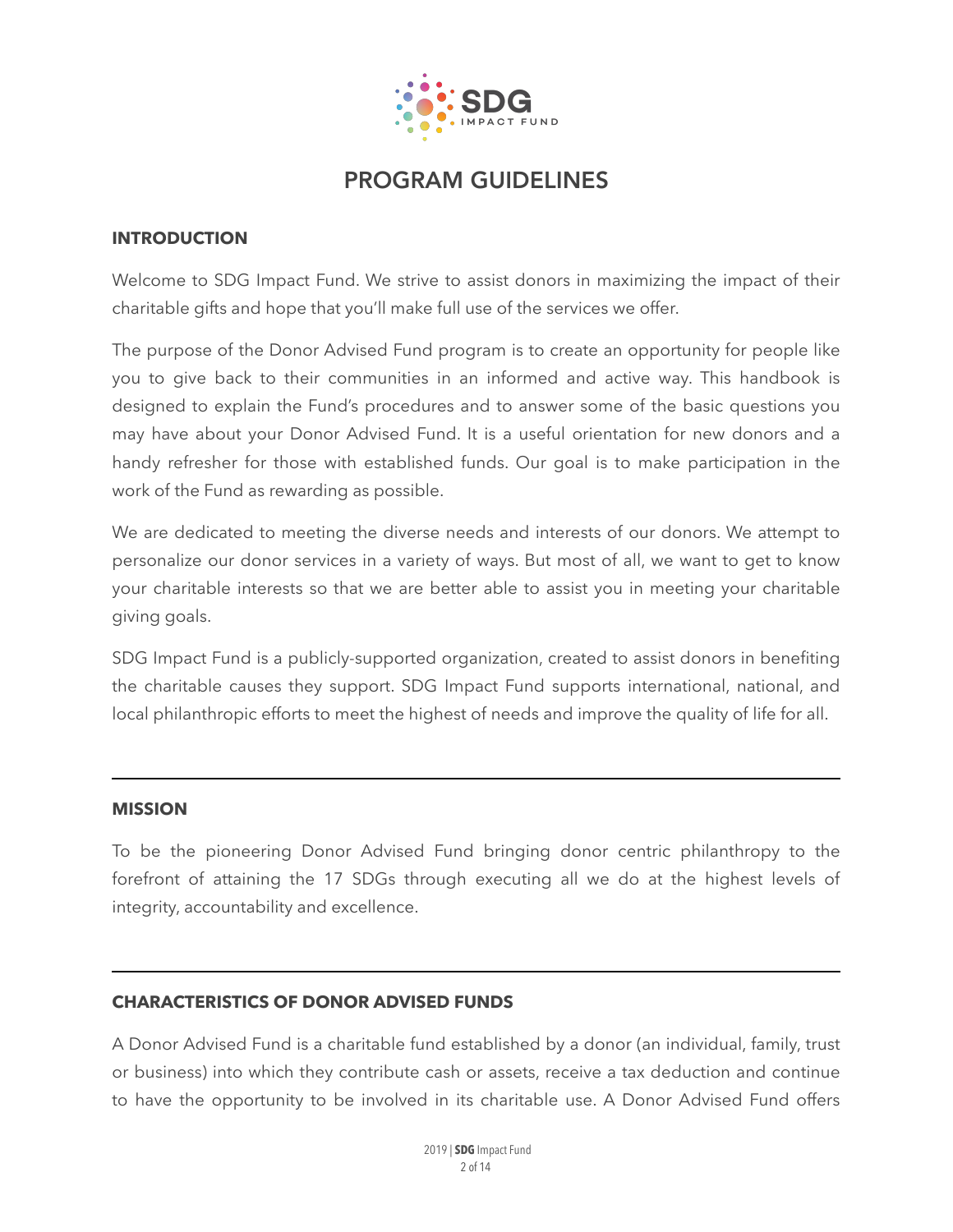# PROGRAM GUIDELINES

## INTRODUCTION

Welcome to SDG Impact Fund. We strive to assist donors in maximizing the impact of their charitable gifts and hope that you'll make full use of the services we offer.

The purpose of the Donor Advised Fund program is to create an opportunity for people like you to give back to their communities in an informed and active way. This handbook is designed to explain the Fund's procedures and to answer some of the basic questions you may have about your Donor Advised Fund. It is a useful orientation for new donors and a handy refresher for those with established funds. Our goal is to make participation in the work of the Fund as rewarding as possible.

We are dedicated to meeting the diverse needs and interests of our donors. We attempt to personalize our donor services in a variety of ways. But most of all, we want to get to know your charitable interests so that we are better able to assist you in meeting your charitable giving goals.

SDG Impact Fund is a publicly-supported organization, created to assist donors in benefiting the charitable causes they support. SDG Impact Fund supports international, national, and local philanthropic efforts to meet the highest of needs and improve the quality of life for all.

---

## MISSION

To be the pioneering Donor Advised Fund bringing donor centric philanthropy to the forefront of attaining the 17 SDGs through executing all we do at the highest levels of integrity, accountability and excellence.

---

## CHARACTERISTICS OF DONOR ADVISED FUNDS

A Donor Advised Fund is a charitable fund established by a donor (an individual, family, trust or business) into which they contribute cash or assets, receive a tax deduction and continue to have the opportunity to be involved in its charitable use. A Donor Advised Fund offers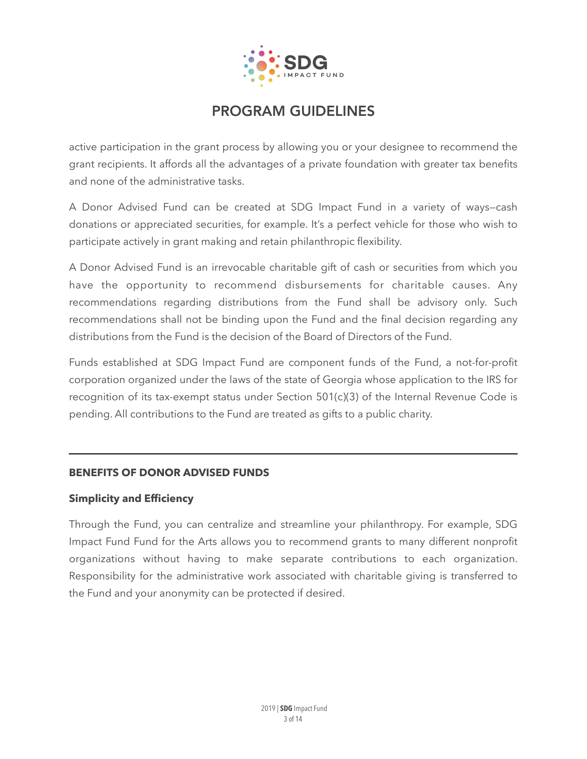active participation in the grant process by allowing you or your designee to recommend the grant recipients. It affords all the advantages of a private foundation with greater tax benefits and none of the administrative tasks.

A Donor Advised Fund can be created at SDG Impact Fund in a variety of ways—cash donations or appreciated securities, for example. It's a perfect vehicle for those who wish to participate actively in grant making and retain philanthropic flexibility.

A Donor Advised Fund is an irrevocable charitable gift of cash or securities from which you have the opportunity to recommend disbursements for charitable causes. Any recommendations regarding distributions from the Fund shall be advisory only. Such recommendations shall not be binding upon the Fund and the final decision regarding any distributions from the Fund is the decision of the Board of Directors of the Fund.

Funds established at SDG Impact Fund are component funds of the Fund, a not-for-profit corporation organized under the laws of the state of Georgia whose application to the IRS for recognition of its tax-exempt status under Section 501(c)(3) of the Internal Revenue Code is pending. All contributions to the Fund are treated as gifts to a public charity.

---

## BENEFITS OF DONOR ADVISED FUNDS

### Simplicity and Efficiency

Through the Fund, you can centralize and streamline your philanthropy. For example, SDG Impact Fund Fund for the Arts allows you to recommend grants to many different nonprofit organizations without having to make separate contributions to each organization. Responsibility for the administrative work associated with charitable giving is transferred to the Fund and your anonymity can be protected if desired.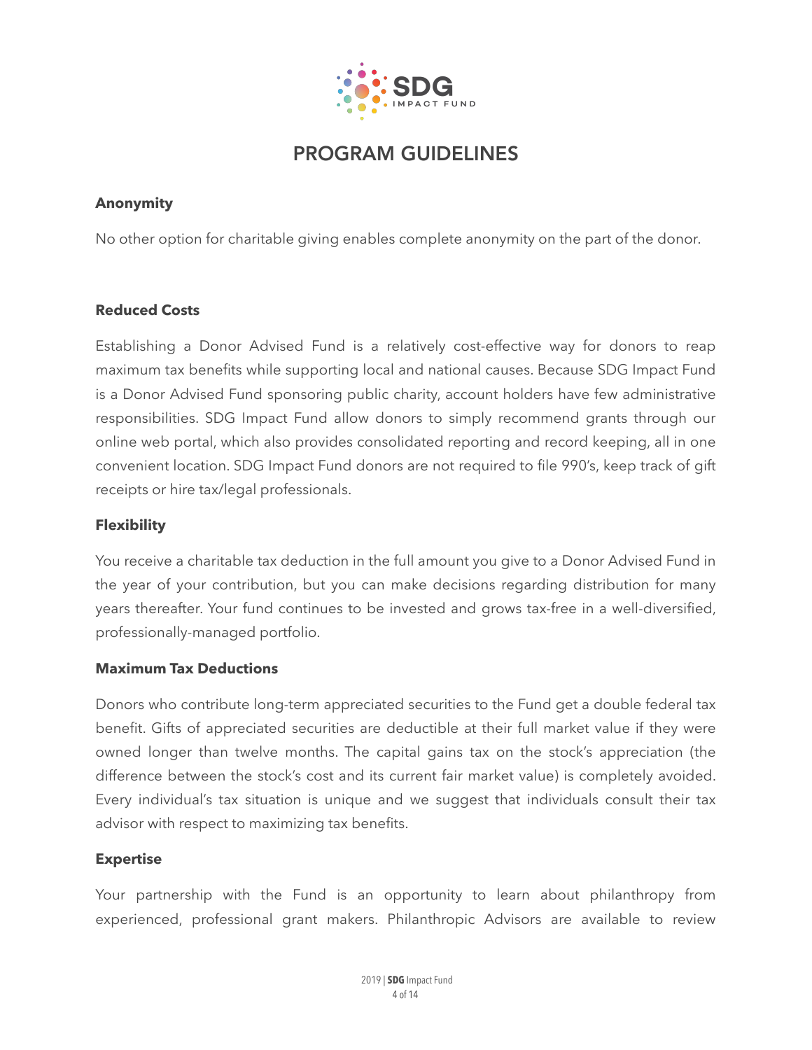# PROGRAM GUIDELINES

**Anonymity**

No other option for charitable giving enables complete anonymity on the part of the donor.

**Reduced Costs**

Establishing a Donor Advised Fund is a relatively cost-effective way for donors to reap maximum tax benefits while supporting local and national causes. Because SDG Impact Fund is a Donor Advised Fund sponsoring public charity, account holders have few administrative responsibilities. SDG Impact Fund allow donors to simply recommend grants through our online web portal, which also provides consolidated reporting and record keeping, all in one convenient location. SDG Impact Fund donors are not required to file 990's, keep track of gift receipts or hire tax/legal professionals.

**Flexibility**

You receive a charitable tax deduction in the full amount you give to a Donor Advised Fund in the year of your contribution, but you can make decisions regarding distribution for many years thereafter. Your fund continues to be invested and grows tax-free in a well-diversified, professionally-managed portfolio.

**Maximum Tax Deductions**

Donors who contribute long-term appreciated securities to the Fund get a double federal tax benefit. Gifts of appreciated securities are deductible at their full market value if they were owned longer than twelve months. The capital gains tax on the stock's appreciation (the difference between the stock's cost and its current fair market value) is completely avoided. Every individual's tax situation is unique and we suggest that individuals consult their tax advisor with respect to maximizing tax benefits.

**Expertise**

Your partnership with the Fund is an opportunity to learn about philanthropy from experienced, professional grant makers. Philanthropic Advisors are available to review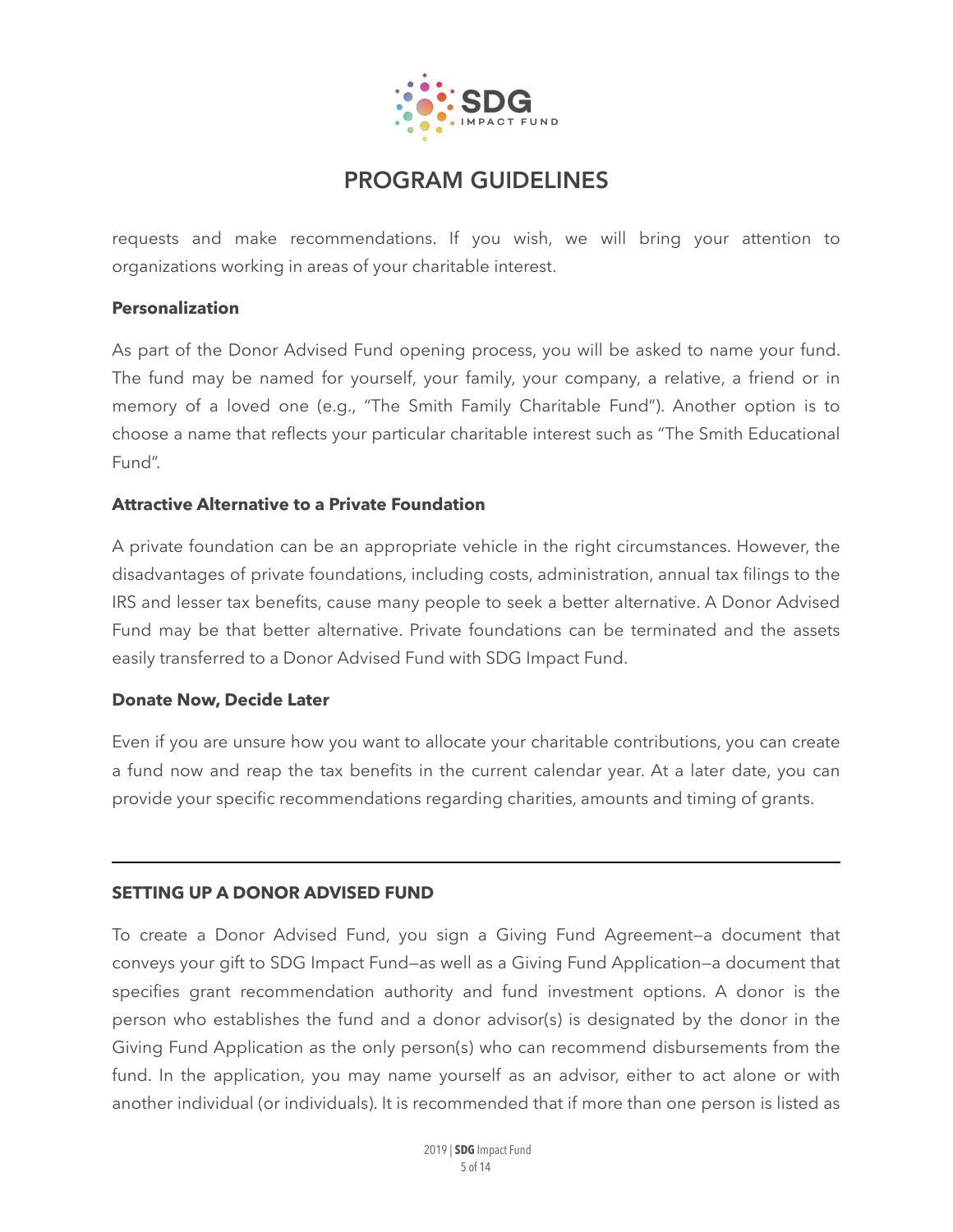requests and make recommendations. If you wish, we will bring your attention to organizations working in areas of your charitable interest.

**Personalization**

As part of the Donor Advised Fund opening process, you will be asked to name your fund. The fund may be named for yourself, your family, your company, a relative, a friend or in memory of a loved one (e.g., "The Smith Family Charitable Fund"). Another option is to choose a name that reflects your particular charitable interest such as "The Smith Educational Fund".

**Attractive Alternative to a Private Foundation**

A private foundation can be an appropriate vehicle in the right circumstances. However, the disadvantages of private foundations, including costs, administration, annual tax filings to the IRS and lesser tax benefits, cause many people to seek a better alternative. A Donor Advised Fund may be that better alternative. Private foundations can be terminated and the assets easily transferred to a Donor Advised Fund with SDG Impact Fund.

**Donate Now, Decide Later**

Even if you are unsure how you want to allocate your charitable contributions, you can create a fund now and reap the tax benefits in the current calendar year. At a later date, you can provide your specific recommendations regarding charities, amounts and timing of grants.

---

## SETTING UP A DONOR ADVISED FUND

To create a Donor Advised Fund, you sign a Giving Fund Agreement—a document that conveys your gift to SDG Impact Fund—as well as a Giving Fund Application—a document that specifies grant recommendation authority and fund investment options. A donor is the person who establishes the fund and a donor advisor(s) is designated by the donor in the Giving Fund Application as the only person(s) who can recommend disbursements from the fund. In the application, you may name yourself as an advisor, either to act alone or with another individual (or individuals). It is recommended that if more than one person is listed as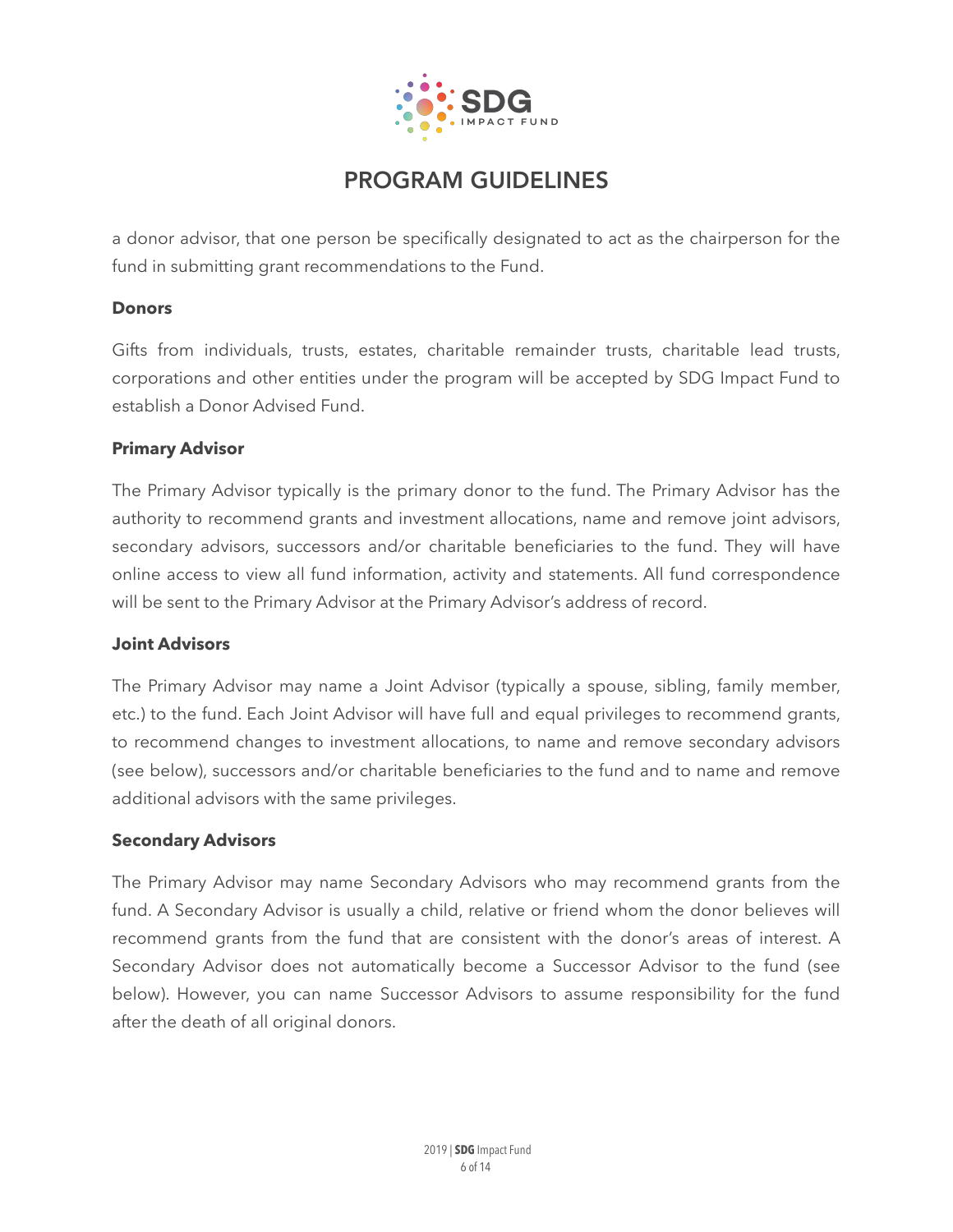a donor advisor, that one person be specifically designated to act as the chairperson for the fund in submitting grant recommendations to the Fund.

**Donors**

Gifts from individuals, trusts, estates, charitable remainder trusts, charitable lead trusts, corporations and other entities under the program will be accepted by SDG Impact Fund to establish a Donor Advised Fund.

**Primary Advisor**

The Primary Advisor typically is the primary donor to the fund. The Primary Advisor has the authority to recommend grants and investment allocations, name and remove joint advisors, secondary advisors, successors and/or charitable beneficiaries to the fund. They will have online access to view all fund information, activity and statements. All fund correspondence will be sent to the Primary Advisor at the Primary Advisor's address of record.

**Joint Advisors**

The Primary Advisor may name a Joint Advisor (typically a spouse, sibling, family member, etc.) to the fund. Each Joint Advisor will have full and equal privileges to recommend grants, to recommend changes to investment allocations, to name and remove secondary advisors (see below), successors and/or charitable beneficiaries to the fund and to name and remove additional advisors with the same privileges.

**Secondary Advisors**

The Primary Advisor may name Secondary Advisors who may recommend grants from the fund. A Secondary Advisor is usually a child, relative or friend whom the donor believes will recommend grants from the fund that are consistent with the donor's areas of interest. A Secondary Advisor does not automatically become a Successor Advisor to the fund (see below). However, you can name Successor Advisors to assume responsibility for the fund after the death of all original donors.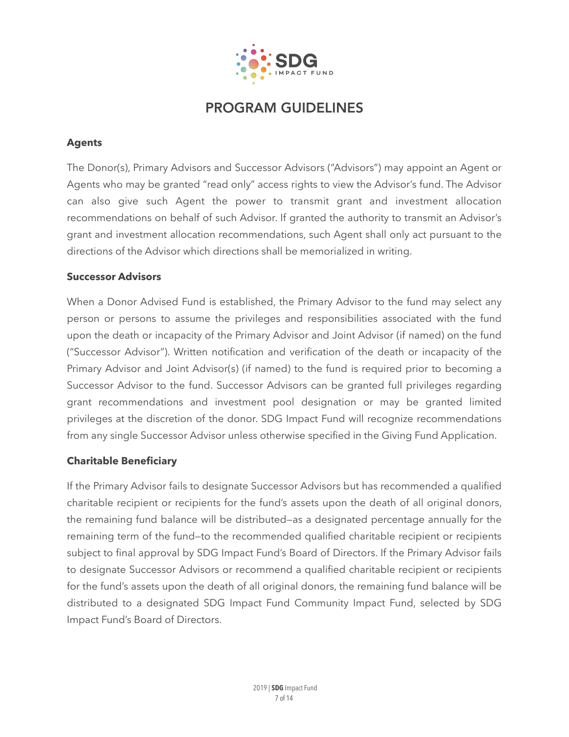# PROGRAM GUIDELINES

### Agents

The Donor(s), Primary Advisors and Successor Advisors ("Advisors") may appoint an Agent or Agents who may be granted "read only" access rights to view the Advisor's fund. The Advisor can also give such Agent the power to transmit grant and investment allocation recommendations on behalf of such Advisor. If granted the authority to transmit an Advisor's grant and investment allocation recommendations, such Agent shall only act pursuant to the directions of the Advisor which directions shall be memorialized in writing.

### Successor Advisors

When a Donor Advised Fund is established, the Primary Advisor to the fund may select any person or persons to assume the privileges and responsibilities associated with the fund upon the death or incapacity of the Primary Advisor and Joint Advisor (if named) on the fund ("Successor Advisor"). Written notification and verification of the death or incapacity of the Primary Advisor and Joint Advisor(s) (if named) to the fund is required prior to becoming a Successor Advisor to the fund. Successor Advisors can be granted full privileges regarding grant recommendations and investment pool designation or may be granted limited privileges at the discretion of the donor. SDG Impact Fund will recognize recommendations from any single Successor Advisor unless otherwise specified in the Giving Fund Application.

### Charitable Beneficiary

If the Primary Advisor fails to designate Successor Advisors but has recommended a qualified charitable recipient or recipients for the fund's assets upon the death of all original donors, the remaining fund balance will be distributed—as a designated percentage annually for the remaining term of the fund—to the recommended qualified charitable recipient or recipients subject to final approval by SDG Impact Fund's Board of Directors. If the Primary Advisor fails to designate Successor Advisors or recommend a qualified charitable recipient or recipients for the fund's assets upon the death of all original donors, the remaining fund balance will be distributed to a designated SDG Impact Fund Community Impact Fund, selected by SDG Impact Fund's Board of Directors.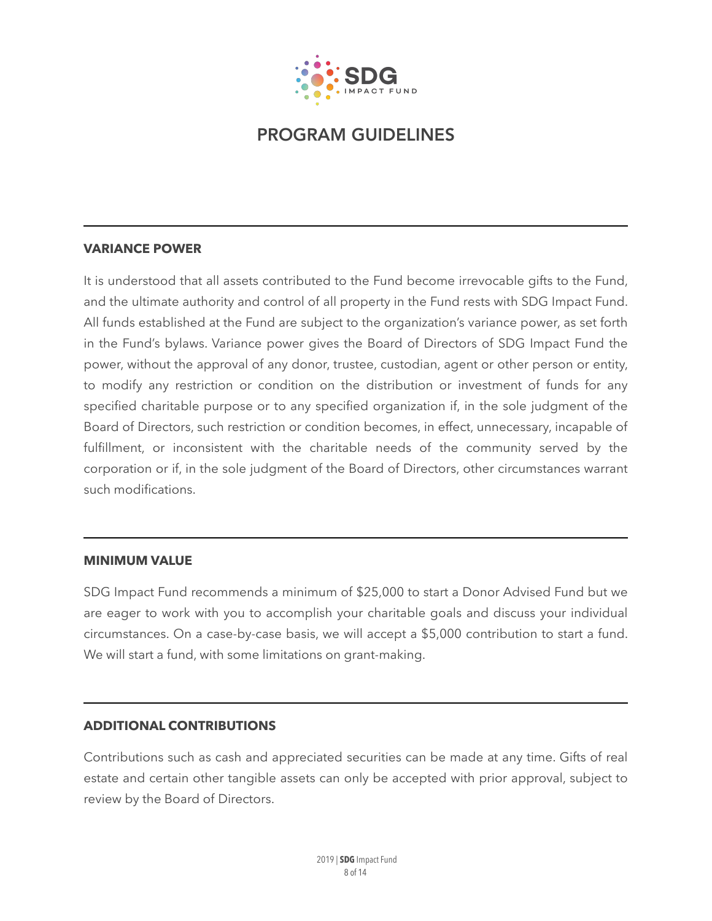# PROGRAM GUIDELINES

## VARIANCE POWER

It is understood that all assets contributed to the Fund become irrevocable gifts to the Fund, and the ultimate authority and control of all property in the Fund rests with SDG Impact Fund. All funds established at the Fund are subject to the organization's variance power, as set forth in the Fund's bylaws. Variance power gives the Board of Directors of SDG Impact Fund the power, without the approval of any donor, trustee, custodian, agent or other person or entity, to modify any restriction or condition on the distribution or investment of funds for any specified charitable purpose or to any specified organization if, in the sole judgment of the Board of Directors, such restriction or condition becomes, in effect, unnecessary, incapable of fulfillment, or inconsistent with the charitable needs of the community served by the corporation or if, in the sole judgment of the Board of Directors, other circumstances warrant such modifications.

## MINIMUM VALUE

SDG Impact Fund recommends a minimum of $25,000 to start a Donor Advised Fund but we are eager to work with you to accomplish your charitable goals and discuss your individual circumstances. On a case-by-case basis, we will accept a $5,000 contribution to start a fund. We will start a fund, with some limitations on grant-making.

## ADDITIONAL CONTRIBUTIONS

Contributions such as cash and appreciated securities can be made at any time. Gifts of real estate and certain other tangible assets can only be accepted with prior approval, subject to review by the Board of Directors.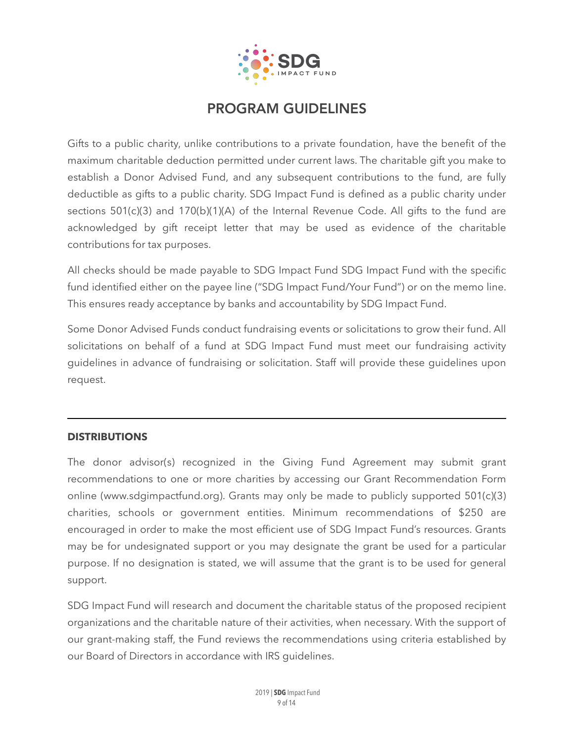# PROGRAM GUIDELINES

Gifts to a public charity, unlike contributions to a private foundation, have the benefit of the maximum charitable deduction permitted under current laws. The charitable gift you make to establish a Donor Advised Fund, and any subsequent contributions to the fund, are fully deductible as gifts to a public charity. SDG Impact Fund is defined as a public charity under sections 501(c)(3) and 170(b)(1)(A) of the Internal Revenue Code. All gifts to the fund are acknowledged by gift receipt letter that may be used as evidence of the charitable contributions for tax purposes.

All checks should be made payable to SDG Impact Fund SDG Impact Fund with the specific fund identified either on the payee line ("SDG Impact Fund/Your Fund") or on the memo line. This ensures ready acceptance by banks and accountability by SDG Impact Fund.

Some Donor Advised Funds conduct fundraising events or solicitations to grow their fund. All solicitations on behalf of a fund at SDG Impact Fund must meet our fundraising activity guidelines in advance of fundraising or solicitation. Staff will provide these guidelines upon request.

---

## DISTRIBUTIONS

The donor advisor(s) recognized in the Giving Fund Agreement may submit grant recommendations to one or more charities by accessing our Grant Recommendation Form online (www.sdgimpactfund.org). Grants may only be made to publicly supported 501(c)(3) charities, schools or government entities. Minimum recommendations of $250 are encouraged in order to make the most efficient use of SDG Impact Fund's resources. Grants may be for undesignated support or you may designate the grant be used for a particular purpose. If no designation is stated, we will assume that the grant is to be used for general support.

SDG Impact Fund will research and document the charitable status of the proposed recipient organizations and the charitable nature of their activities, when necessary. With the support of our grant-making staff, the Fund reviews the recommendations using criteria established by our Board of Directors in accordance with IRS guidelines.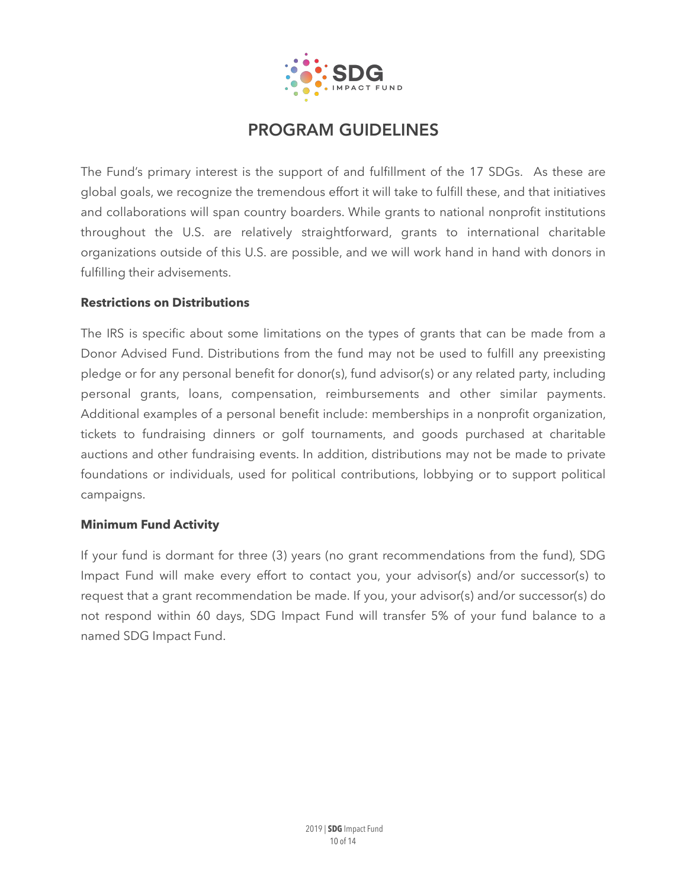# PROGRAM GUIDELINES

The Fund's primary interest is the support of and fulfillment of the 17 SDGs. As these are global goals, we recognize the tremendous effort it will take to fulfill these, and that initiatives and collaborations will span country boarders. While grants to national nonprofit institutions throughout the U.S. are relatively straightforward, grants to international charitable organizations outside of this U.S. are possible, and we will work hand in hand with donors in fulfilling their advisements.

**Restrictions on Distributions**

The IRS is specific about some limitations on the types of grants that can be made from a Donor Advised Fund. Distributions from the fund may not be used to fulfill any preexisting pledge or for any personal benefit for donor(s), fund advisor(s) or any related party, including personal grants, loans, compensation, reimbursements and other similar payments. Additional examples of a personal benefit include: memberships in a nonprofit organization, tickets to fundraising dinners or golf tournaments, and goods purchased at charitable auctions and other fundraising events. In addition, distributions may not be made to private foundations or individuals, used for political contributions, lobbying or to support political campaigns.

**Minimum Fund Activity**

If your fund is dormant for three (3) years (no grant recommendations from the fund), SDG Impact Fund will make every effort to contact you, your advisor(s) and/or successor(s) to request that a grant recommendation be made. If you, your advisor(s) and/or successor(s) do not respond within 60 days, SDG Impact Fund will transfer 5% of your fund balance to a named SDG Impact Fund.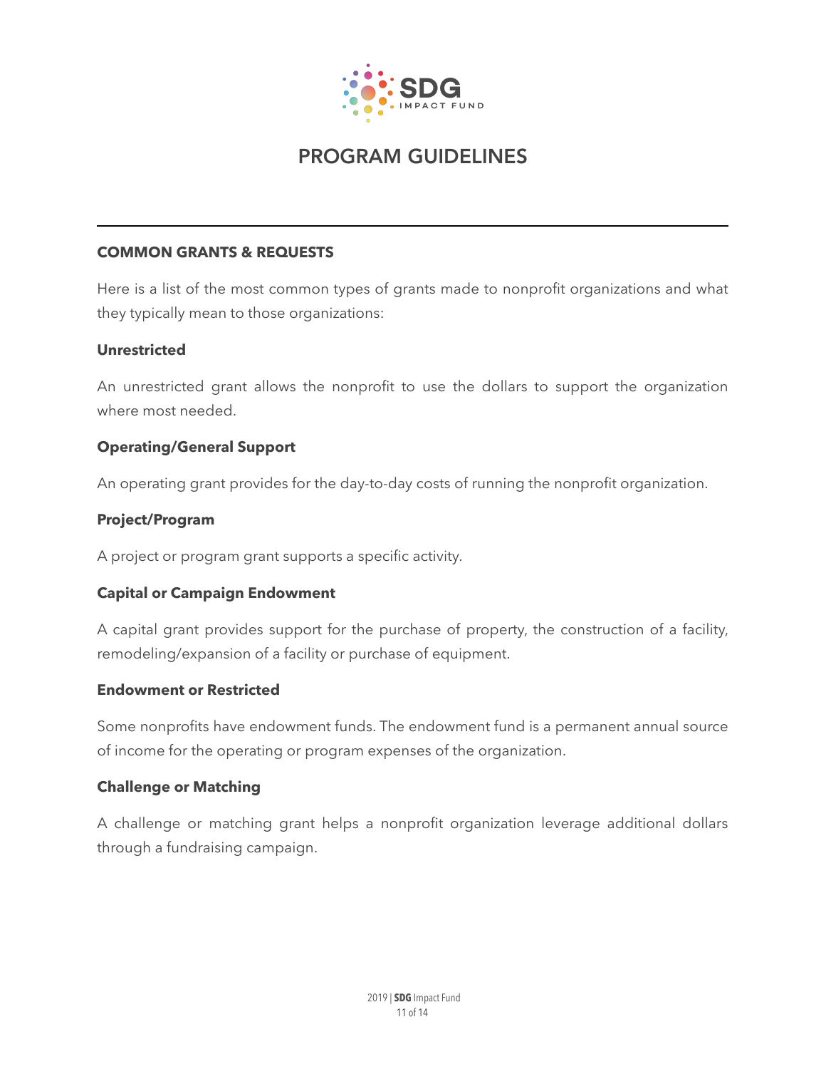# PROGRAM GUIDELINES

---

## COMMON GRANTS & REQUESTS

Here is a list of the most common types of grants made to nonprofit organizations and what they typically mean to those organizations:

### Unrestricted

An unrestricted grant allows the nonprofit to use the dollars to support the organization where most needed.

### Operating/General Support

An operating grant provides for the day-to-day costs of running the nonprofit organization.

### Project/Program

A project or program grant supports a specific activity.

### Capital or Campaign Endowment

A capital grant provides support for the purchase of property, the construction of a facility, remodeling/expansion of a facility or purchase of equipment.

### Endowment or Restricted

Some nonprofits have endowment funds. The endowment fund is a permanent annual source of income for the operating or program expenses of the organization.

### Challenge or Matching

A challenge or matching grant helps a nonprofit organization leverage additional dollars through a fundraising campaign.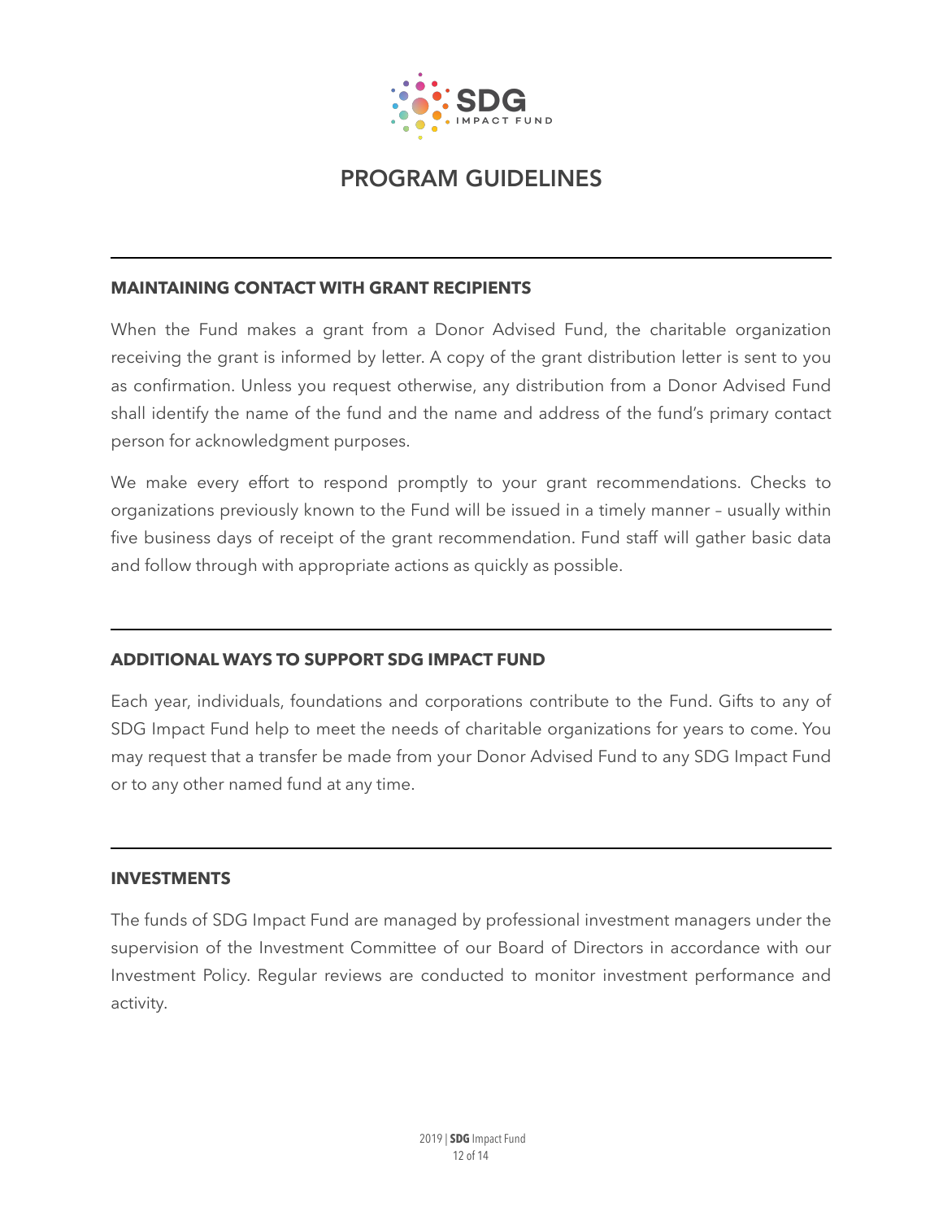# PROGRAM GUIDELINES

## MAINTAINING CONTACT WITH GRANT RECIPIENTS

When the Fund makes a grant from a Donor Advised Fund, the charitable organization receiving the grant is informed by letter. A copy of the grant distribution letter is sent to you as confirmation. Unless you request otherwise, any distribution from a Donor Advised Fund shall identify the name of the fund and the name and address of the fund's primary contact person for acknowledgment purposes.

We make every effort to respond promptly to your grant recommendations. Checks to organizations previously known to the Fund will be issued in a timely manner – usually within five business days of receipt of the grant recommendation. Fund staff will gather basic data and follow through with appropriate actions as quickly as possible.

## ADDITIONAL WAYS TO SUPPORT SDG IMPACT FUND

Each year, individuals, foundations and corporations contribute to the Fund. Gifts to any of SDG Impact Fund help to meet the needs of charitable organizations for years to come. You may request that a transfer be made from your Donor Advised Fund to any SDG Impact Fund or to any other named fund at any time.

## INVESTMENTS

The funds of SDG Impact Fund are managed by professional investment managers under the supervision of the Investment Committee of our Board of Directors in accordance with our Investment Policy. Regular reviews are conducted to monitor investment performance and activity.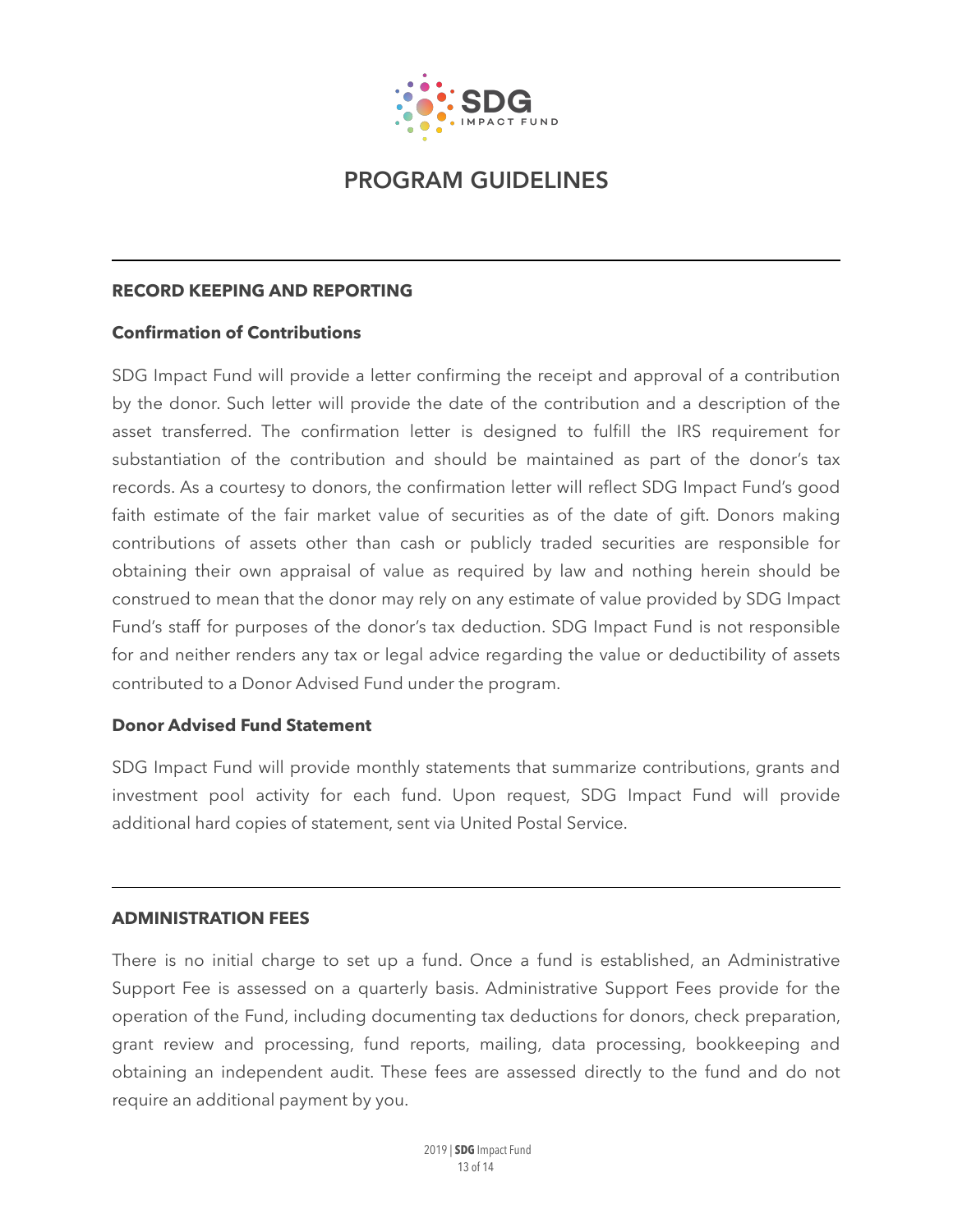# PROGRAM GUIDELINES

## RECORD KEEPING AND REPORTING

### Confirmation of Contributions

SDG Impact Fund will provide a letter confirming the receipt and approval of a contribution by the donor. Such letter will provide the date of the contribution and a description of the asset transferred. The confirmation letter is designed to fulfill the IRS requirement for substantiation of the contribution and should be maintained as part of the donor's tax records. As a courtesy to donors, the confirmation letter will reflect SDG Impact Fund's good faith estimate of the fair market value of securities as of the date of gift. Donors making contributions of assets other than cash or publicly traded securities are responsible for obtaining their own appraisal of value as required by law and nothing herein should be construed to mean that the donor may rely on any estimate of value provided by SDG Impact Fund's staff for purposes of the donor's tax deduction. SDG Impact Fund is not responsible for and neither renders any tax or legal advice regarding the value or deductibility of assets contributed to a Donor Advised Fund under the program.

### Donor Advised Fund Statement

SDG Impact Fund will provide monthly statements that summarize contributions, grants and investment pool activity for each fund. Upon request, SDG Impact Fund will provide additional hard copies of statement, sent via United Postal Service.

## ADMINISTRATION FEES

There is no initial charge to set up a fund. Once a fund is established, an Administrative Support Fee is assessed on a quarterly basis. Administrative Support Fees provide for the operation of the Fund, including documenting tax deductions for donors, check preparation, grant review and processing, fund reports, mailing, data processing, bookkeeping and obtaining an independent audit. These fees are assessed directly to the fund and do not require an additional payment by you.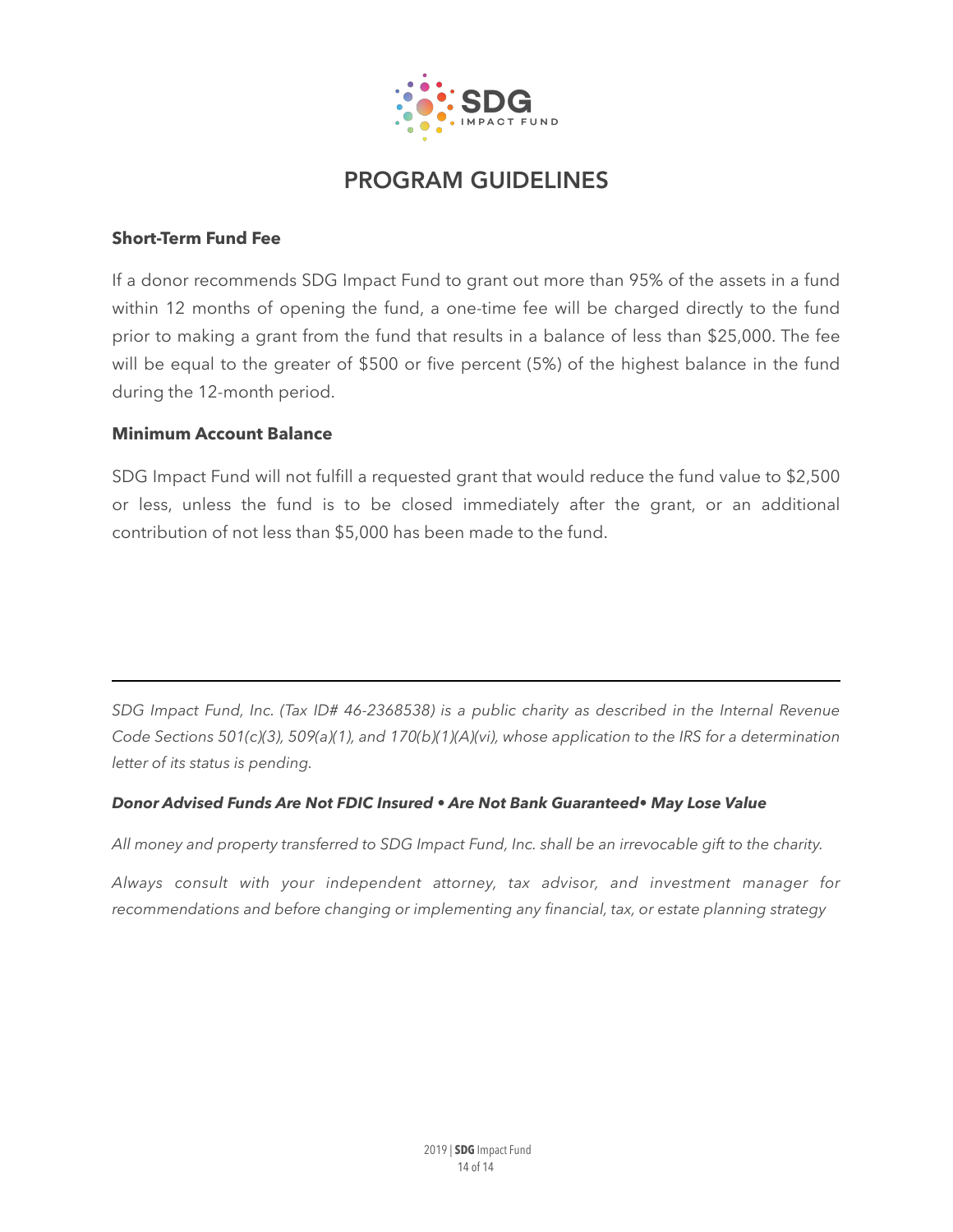# PROGRAM GUIDELINES

### Short-Term Fund Fee

If a donor recommends SDG Impact Fund to grant out more than 95% of the assets in a fund within 12 months of opening the fund, a one-time fee will be charged directly to the fund prior to making a grant from the fund that results in a balance of less than $25,000. The fee will be equal to the greater of $500 or five percent (5%) of the highest balance in the fund during the 12-month period.

### Minimum Account Balance

SDG Impact Fund will not fulfill a requested grant that would reduce the fund value to $2,500 or less, unless the fund is to be closed immediately after the grant, or an additional contribution of not less than $5,000 has been made to the fund.

---

*SDG Impact Fund, Inc. (Tax ID# 46-2368538) is a public charity as described in the Internal Revenue Code Sections 501(c)(3), 509(a)(1), and 170(b)(1)(A)(vi), whose application to the IRS for a determination letter of its status is pending.*

***Donor Advised Funds Are Not FDIC Insured • Are Not Bank Guaranteed• May Lose Value***

*All money and property transferred to SDG Impact Fund, Inc. shall be an irrevocable gift to the charity.*

*Always consult with your independent attorney, tax advisor, and investment manager for recommendations and before changing or implementing any financial, tax, or estate planning strategy*